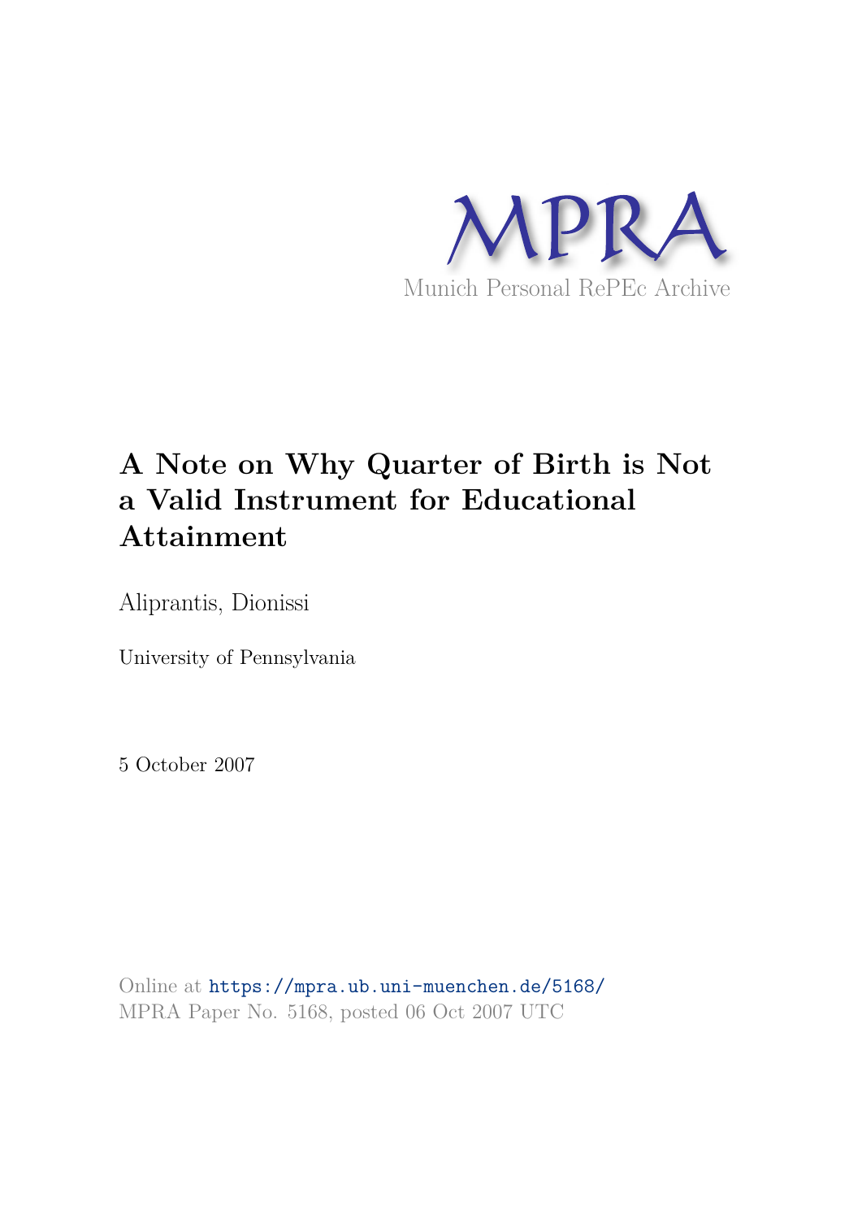MPRA

Munich Personal RePEc Archive

# A Note on Why Quarter of Birth is Not a Valid Instrument for Educational Attainment

Aliprantis, Dionissi

University of Pennsylvania

5 October 2007

Online at https://mpra.ub.uni-muenchen.de/5168/
MPRA Paper No. 5168, posted 06 Oct 2007 UTC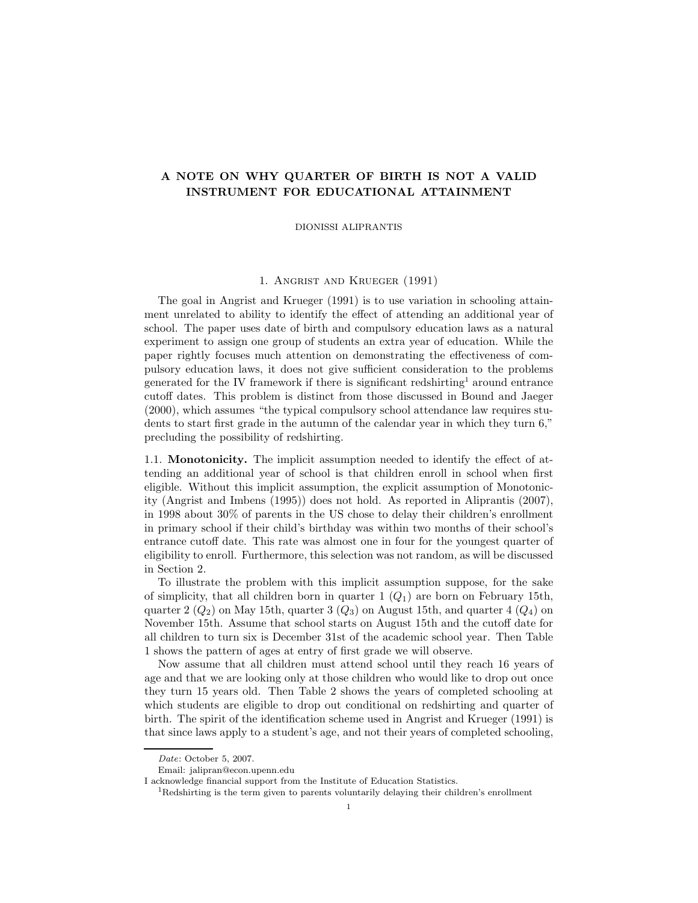# A NOTE ON WHY QUARTER OF BIRTH IS NOT A VALID INSTRUMENT FOR EDUCATIONAL ATTAINMENT

DIONISSI ALIPRANTIS

## 1. Angrist and Krueger (1991)

The goal in Angrist and Krueger (1991) is to use variation in schooling attainment unrelated to ability to identify the effect of attending an additional year of school. The paper uses date of birth and compulsory education laws as a natural experiment to assign one group of students an extra year of education. While the paper rightly focuses much attention on demonstrating the effectiveness of compulsory education laws, it does not give sufficient consideration to the problems generated for the IV framework if there is significant redshirting[1] around entrance cutoff dates. This problem is distinct from those discussed in Bound and Jaeger (2000), which assumes "the typical compulsory school attendance law requires students to start first grade in the autumn of the calendar year in which they turn 6," precluding the possibility of redshirting.

### 1.1. Monotonicity.

The implicit assumption needed to identify the effect of attending an additional year of school is that children enroll in school when first eligible. Without this implicit assumption, the explicit assumption of Monotonicity (Angrist and Imbens (1995)) does not hold. As reported in Aliprantis (2007), in 1998 about 30% of parents in the US chose to delay their children's enrollment in primary school if their child's birthday was within two months of their school's entrance cutoff date. This rate was almost one in four for the youngest quarter of eligibility to enroll. Furthermore, this selection was not random, as will be discussed in Section 2.

To illustrate the problem with this implicit assumption suppose, for the sake of simplicity, that all children born in quarter 1 ($Q_1$) are born on February 15th, quarter 2 ($Q_2$) on May 15th, quarter 3 ($Q_3$) on August 15th, and quarter 4 ($Q_4$) on November 15th. Assume that school starts on August 15th and the cutoff date for all children to turn six is December 31st of the academic school year. Then Table 1 shows the pattern of ages at entry of first grade we will observe.

Now assume that all children must attend school until they reach 16 years of age and that we are looking only at those children who would like to drop out once they turn 15 years old. Then Table 2 shows the years of completed schooling at which students are eligible to drop out conditional on redshirting and quarter of birth. The spirit of the identification scheme used in Angrist and Krueger (1991) is that since laws apply to a student's age, and not their years of completed schooling,

---

*Date*: October 5, 2007.

Email: jalipran@econ.upenn.edu

I acknowledge financial support from the Institute of Education Statistics.

[1] Redshirting is the term given to parents voluntarily delaying their children's enrollment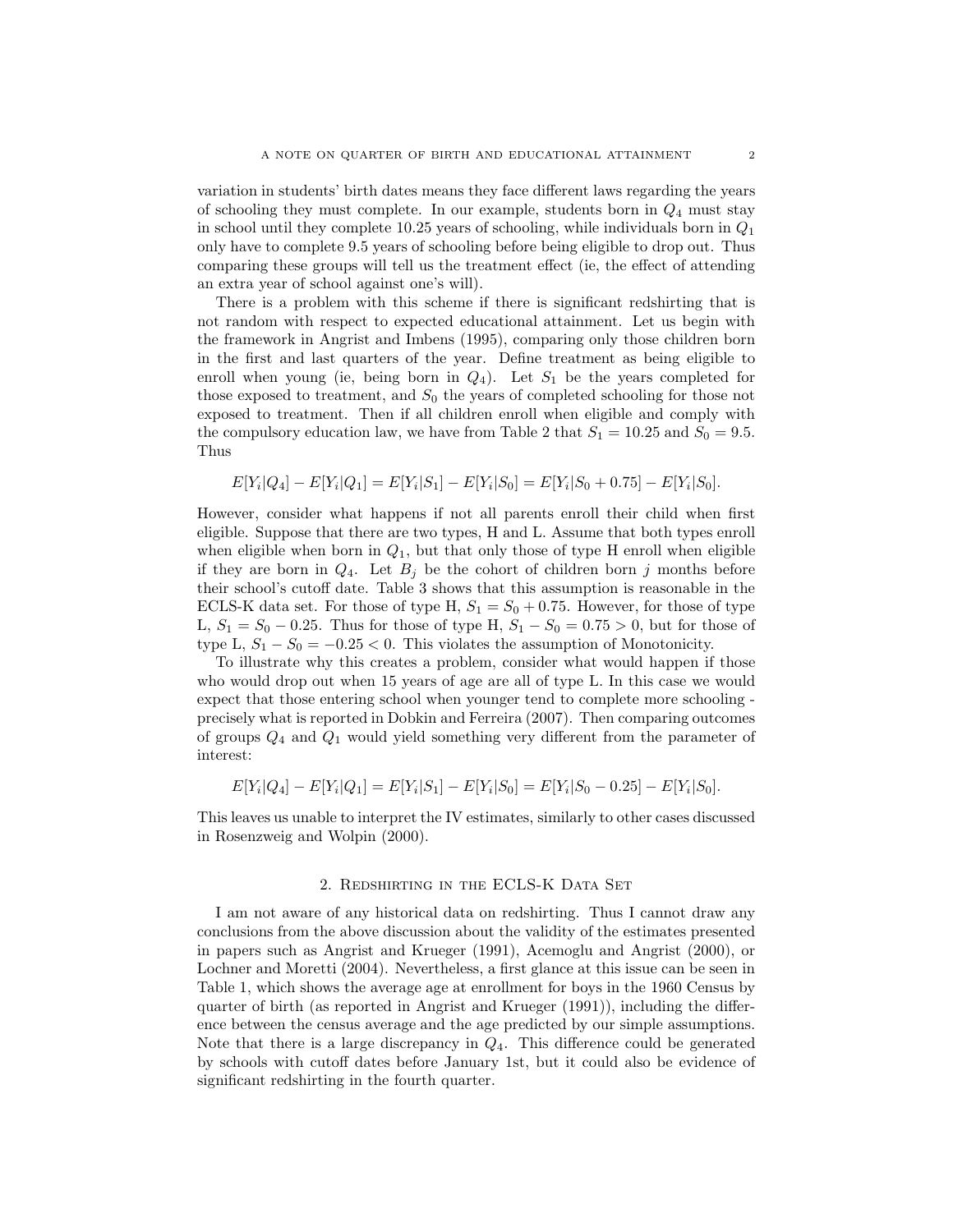variation in students' birth dates means they face different laws regarding the years of schooling they must complete. In our example, students born in $Q_4$ must stay in school until they complete 10.25 years of schooling, while individuals born in $Q_1$ only have to complete 9.5 years of schooling before being eligible to drop out. Thus comparing these groups will tell us the treatment effect (ie, the effect of attending an extra year of school against one's will).

There is a problem with this scheme if there is significant redshirting that is not random with respect to expected educational attainment. Let us begin with the framework in Angrist and Imbens (1995), comparing only those children born in the first and last quarters of the year. Define treatment as being eligible to enroll when young (ie, being born in $Q_4$). Let $S_1$ be the years completed for those exposed to treatment, and $S_0$ the years of completed schooling for those not exposed to treatment. Then if all children enroll when eligible and comply with the compulsory education law, we have from Table 2 that $S_1 = 10.25$ and $S_0 = 9.5$. Thus

$$E[Y_i|Q_4] - E[Y_i|Q_1] = E[Y_i|S_1] - E[Y_i|S_0] = E[Y_i|S_0 + 0.75] - E[Y_i|S_0].$$

However, consider what happens if not all parents enroll their child when first eligible. Suppose that there are two types, H and L. Assume that both types enroll when eligible when born in $Q_1$, but that only those of type H enroll when eligible if they are born in $Q_4$. Let $B_j$ be the cohort of children born $j$ months before their school's cutoff date. Table 3 shows that this assumption is reasonable in the ECLS-K data set. For those of type H, $S_1 = S_0 + 0.75$. However, for those of type L, $S_1 = S_0 - 0.25$. Thus for those of type H, $S_1 - S_0 = 0.75 > 0$, but for those of type L, $S_1 - S_0 = -0.25 < 0$. This violates the assumption of Monotonicity.

To illustrate why this creates a problem, consider what would happen if those who would drop out when 15 years of age are all of type L. In this case we would expect that those entering school when younger tend to complete more schooling - precisely what is reported in Dobkin and Ferreira (2007). Then comparing outcomes of groups $Q_4$ and $Q_1$ would yield something very different from the parameter of interest:

$$E[Y_i|Q_4] - E[Y_i|Q_1] = E[Y_i|S_1] - E[Y_i|S_0] = E[Y_i|S_0 - 0.25] - E[Y_i|S_0].$$

This leaves us unable to interpret the IV estimates, similarly to other cases discussed in Rosenzweig and Wolpin (2000).

## 2. Redshirting in the ECLS-K Data Set

I am not aware of any historical data on redshirting. Thus I cannot draw any conclusions from the above discussion about the validity of the estimates presented in papers such as Angrist and Krueger (1991), Acemoglu and Angrist (2000), or Lochner and Moretti (2004). Nevertheless, a first glance at this issue can be seen in Table 1, which shows the average age at enrollment for boys in the 1960 Census by quarter of birth (as reported in Angrist and Krueger (1991)), including the difference between the census average and the age predicted by our simple assumptions. Note that there is a large discrepancy in $Q_4$. This difference could be generated by schools with cutoff dates before January 1st, but it could also be evidence of significant redshirting in the fourth quarter.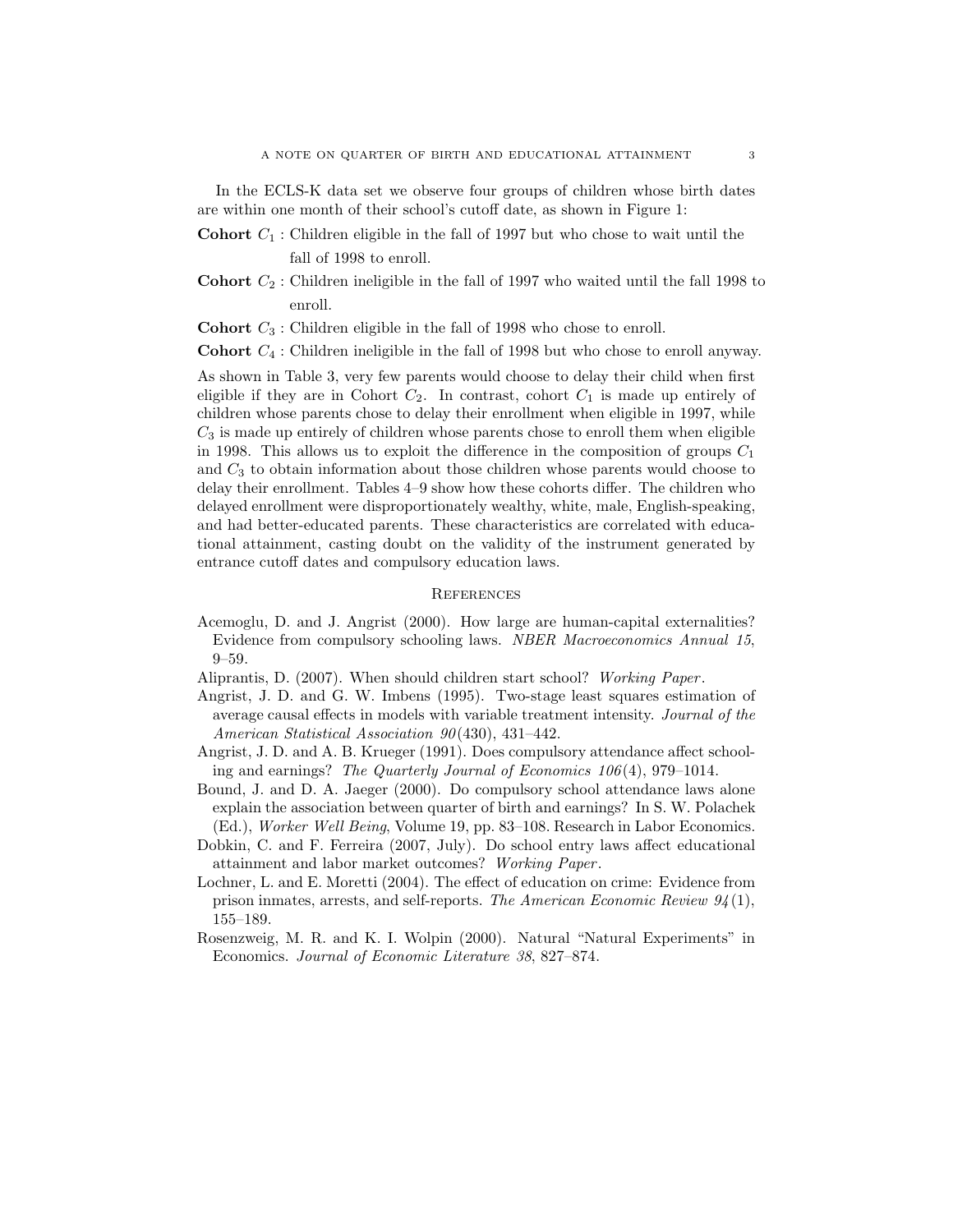In the ECLS-K data set we observe four groups of children whose birth dates are within one month of their school's cutoff date, as shown in Figure 1:

**Cohort** $C_1$ : Children eligible in the fall of 1997 but who chose to wait until the fall of 1998 to enroll.

**Cohort** $C_2$ : Children ineligible in the fall of 1997 who waited until the fall 1998 to enroll.

**Cohort** $C_3$ : Children eligible in the fall of 1998 who chose to enroll.

**Cohort** $C_4$ : Children ineligible in the fall of 1998 but who chose to enroll anyway.

As shown in Table 3, very few parents would choose to delay their child when first eligible if they are in Cohort $C_2$. In contrast, cohort $C_1$ is made up entirely of children whose parents chose to delay their enrollment when eligible in 1997, while $C_3$ is made up entirely of children whose parents chose to enroll them when eligible in 1998. This allows us to exploit the difference in the composition of groups $C_1$ and $C_3$ to obtain information about those children whose parents would choose to delay their enrollment. Tables 4–9 show how these cohorts differ. The children who delayed enrollment were disproportionately wealthy, white, male, English-speaking, and had better-educated parents. These characteristics are correlated with educational attainment, casting doubt on the validity of the instrument generated by entrance cutoff dates and compulsory education laws.

## References

Acemoglu, D. and J. Angrist (2000). How large are human-capital externalities? Evidence from compulsory schooling laws. *NBER Macroeconomics Annual 15*, 9–59.

Aliprantis, D. (2007). When should children start school? *Working Paper*.

Angrist, J. D. and G. W. Imbens (1995). Two-stage least squares estimation of average causal effects in models with variable treatment intensity. *Journal of the American Statistical Association 90*(430), 431–442.

Angrist, J. D. and A. B. Krueger (1991). Does compulsory attendance affect schooling and earnings? *The Quarterly Journal of Economics 106*(4), 979–1014.

Bound, J. and D. A. Jaeger (2000). Do compulsory school attendance laws alone explain the association between quarter of birth and earnings? In S. W. Polachek (Ed.), *Worker Well Being*, Volume 19, pp. 83–108. Research in Labor Economics.

Dobkin, C. and F. Ferreira (2007, July). Do school entry laws affect educational attainment and labor market outcomes? *Working Paper*.

Lochner, L. and E. Moretti (2004). The effect of education on crime: Evidence from prison inmates, arrests, and self-reports. *The American Economic Review 94*(1), 155–189.

Rosenzweig, M. R. and K. I. Wolpin (2000). Natural "Natural Experiments" in Economics. *Journal of Economic Literature 38*, 827–874.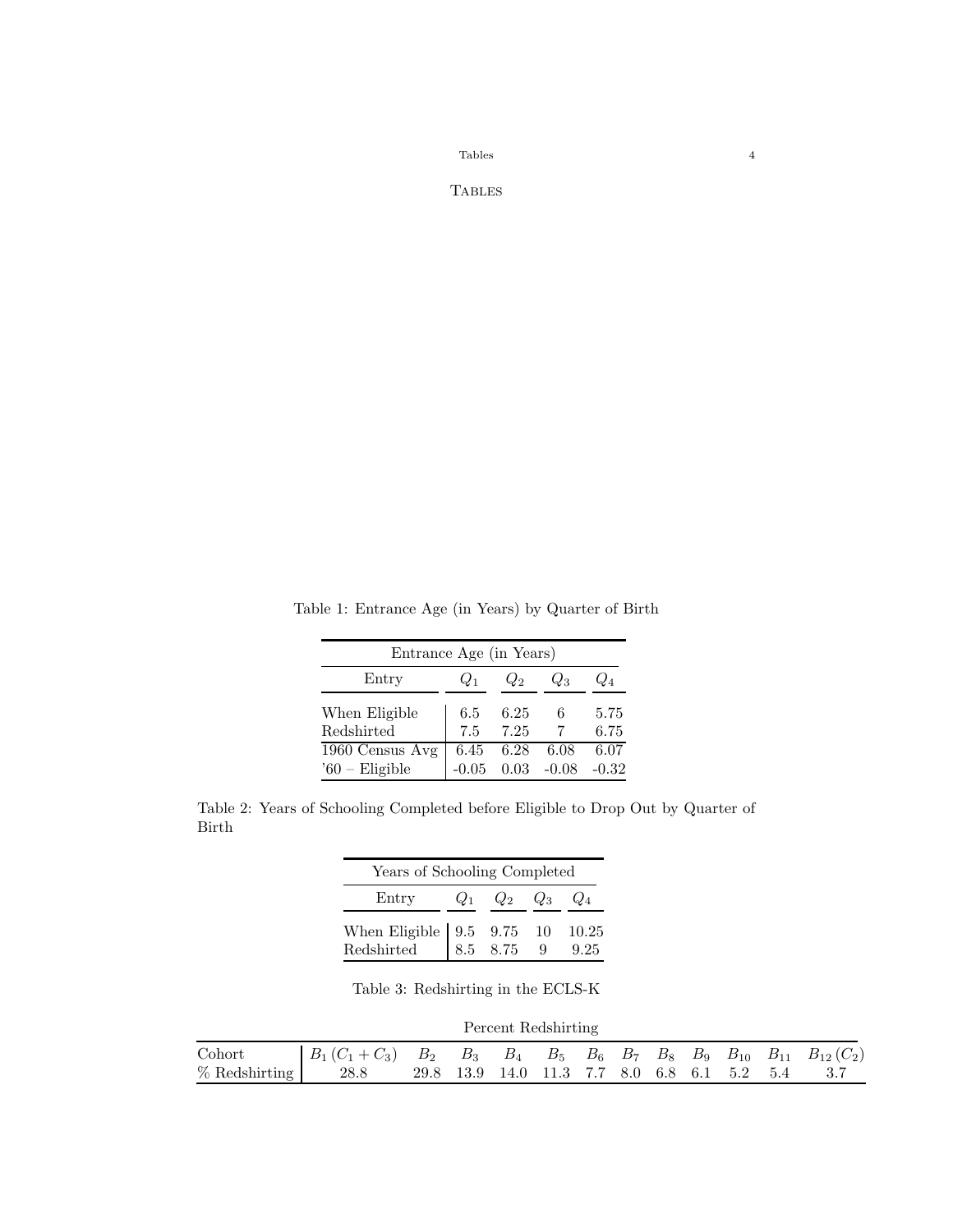# Tables

Table 1: Entrance Age (in Years) by Quarter of Birth

| Entrance Age (in Years) | | | | |
|---|---|---|---|---|
| Entry | $Q_1$ | $Q_2$ | $Q_3$ | $Q_4$ |
| When Eligible | 6.5 | 6.25 | 6 | 5.75 |
| Redshirted | 7.5 | 7.25 | 7 | 6.75 |
| 1960 Census Avg | 6.45 | 6.28 | 6.08 | 6.07 |
| '60 – Eligible | -0.05 | 0.03 | -0.08 | -0.32 |

Table 2: Years of Schooling Completed before Eligible to Drop Out by Quarter of Birth

| Years of Schooling Completed | | | | |
|---|---|---|---|---|
| Entry | $Q_1$ | $Q_2$ | $Q_3$ | $Q_4$ |
| When Eligible | 9.5 | 9.75 | 10 | 10.25 |
| Redshirted | 8.5 | 8.75 | 9 | 9.25 |

Table 3: Redshirting in the ECLS-K

| Percent Redshirting | | | | | | | | | | | | |
|---|---|---|---|---|---|---|---|---|---|---|---|---|
| Cohort | $B_1\,(C_1+C_3)$ | $B_2$ | $B_3$ | $B_4$ | $B_5$ | $B_6$ | $B_7$ | $B_8$ | $B_9$ | $B_{10}$ | $B_{11}$ | $B_{12}\,(C_2)$ |
| % Redshirting | 28.8 | 29.8 | 13.9 | 14.0 | 11.3 | 7.7 | 8.0 | 6.8 | 6.1 | 5.2 | 5.4 | 3.7 |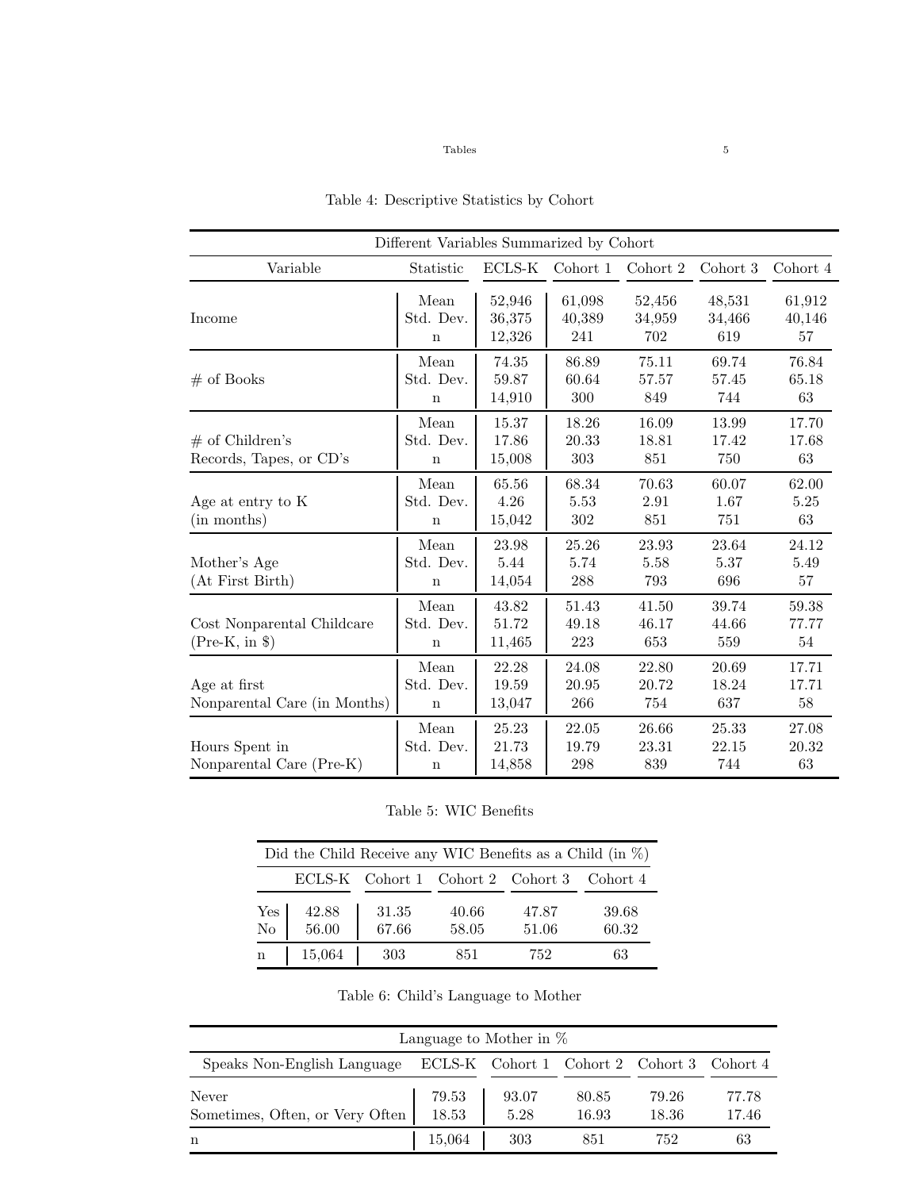Table 4: Descriptive Statistics by Cohort

| Different Variables Summarized by Cohort | | | | | | |
|---|---|---|---|---|---|---|
| Variable | Statistic | ECLS-K | Cohort 1 | Cohort 2 | Cohort 3 | Cohort 4 |
| Income | Mean | 52,946 | 61,098 | 52,456 | 48,531 | 61,912 |
| | Std. Dev. | 36,375 | 40,389 | 34,959 | 34,466 | 40,146 |
| | n | 12,326 | 241 | 702 | 619 | 57 |
| # of Books | Mean | 74.35 | 86.89 | 75.11 | 69.74 | 76.84 |
| | Std. Dev. | 59.87 | 60.64 | 57.57 | 57.45 | 65.18 |
| | n | 14,910 | 300 | 849 | 744 | 63 |
| # of Children's Records, Tapes, or CD's | Mean | 15.37 | 18.26 | 16.09 | 13.99 | 17.70 |
| | Std. Dev. | 17.86 | 20.33 | 18.81 | 17.42 | 17.68 |
| | n | 15,008 | 303 | 851 | 750 | 63 |
| Age at entry to K (in months) | Mean | 65.56 | 68.34 | 70.63 | 60.07 | 62.00 |
| | Std. Dev. | 4.26 | 5.53 | 2.91 | 1.67 | 5.25 |
| | n | 15,042 | 302 | 851 | 751 | 63 |
| Mother's Age (At First Birth) | Mean | 23.98 | 25.26 | 23.93 | 23.64 | 24.12 |
| | Std. Dev. | 5.44 | 5.74 | 5.58 | 5.37 | 5.49 |
| | n | 14,054 | 288 | 793 | 696 | 57 |
| Cost Nonparental Childcare (Pre-K, in $) | Mean | 43.82 | 51.43 | 41.50 | 39.74 | 59.38 |
| | Std. Dev. | 51.72 | 49.18 | 46.17 | 44.66 | 77.77 |
| | n | 11,465 | 223 | 653 | 559 | 54 |
| Age at first Nonparental Care (in Months) | Mean | 22.28 | 24.08 | 22.80 | 20.69 | 17.71 |
| | Std. Dev. | 19.59 | 20.95 | 20.72 | 18.24 | 17.71 |
| | n | 13,047 | 266 | 754 | 637 | 58 |
| Hours Spent in Nonparental Care (Pre-K) | Mean | 25.23 | 22.05 | 26.66 | 25.33 | 27.08 |
| | Std. Dev. | 21.73 | 19.79 | 23.31 | 22.15 | 20.32 |
| | n | 14,858 | 298 | 839 | 744 | 63 |

Table 5: WIC Benefits

| Did the Child Receive any WIC Benefits as a Child (in %) | | | | | |
|---|---|---|---|---|---|
| | ECLS-K | Cohort 1 | Cohort 2 | Cohort 3 | Cohort 4 |
| Yes | 42.88 | 31.35 | 40.66 | 47.87 | 39.68 |
| No | 56.00 | 67.66 | 58.05 | 51.06 | 60.32 |
| n | 15,064 | 303 | 851 | 752 | 63 |

Table 6: Child's Language to Mother

| Language to Mother in % | | | | | |
|---|---|---|---|---|---|
| Speaks Non-English Language | ECLS-K | Cohort 1 | Cohort 2 | Cohort 3 | Cohort 4 |
| Never | 79.53 | 93.07 | 80.85 | 79.26 | 77.78 |
| Sometimes, Often, or Very Often | 18.53 | 5.28 | 16.93 | 18.36 | 17.46 |
| n | 15,064 | 303 | 851 | 752 | 63 |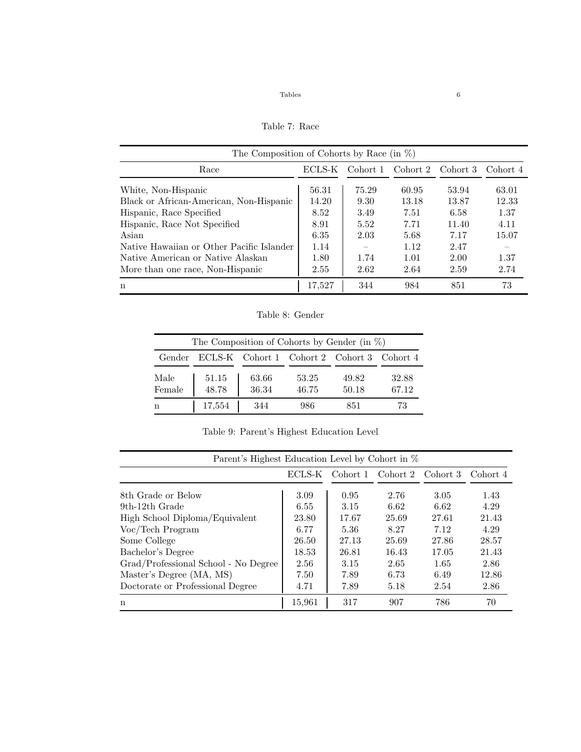Table 7: Race

| The Composition of Cohorts by Race (in %) | | | | | |
|---|---|---|---|---|---|
| Race | ECLS-K | Cohort 1 | Cohort 2 | Cohort 3 | Cohort 4 |
| White, Non-Hispanic | 56.31 | 75.29 | 60.95 | 53.94 | 63.01 |
| Black or African-American, Non-Hispanic | 14.20 | 9.30 | 13.18 | 13.87 | 12.33 |
| Hispanic, Race Specified | 8.52 | 3.49 | 7.51 | 6.58 | 1.37 |
| Hispanic, Race Not Specified | 8.91 | 5.52 | 7.71 | 11.40 | 4.11 |
| Asian | 6.35 | 2.03 | 5.68 | 7.17 | 15.07 |
| Native Hawaiian or Other Pacific Islander | 1.14 | – | 1.12 | 2.47 | – |
| Native American or Native Alaskan | 1.80 | 1.74 | 1.01 | 2.00 | 1.37 |
| More than one race, Non-Hispanic | 2.55 | 2.62 | 2.64 | 2.59 | 2.74 |
| n | 17,527 | 344 | 984 | 851 | 73 |

Table 8: Gender

| The Composition of Cohorts by Gender (in %) | | | | | |
|---|---|---|---|---|---|
| Gender | ECLS-K | Cohort 1 | Cohort 2 | Cohort 3 | Cohort 4 |
| Male | 51.15 | 63.66 | 53.25 | 49.82 | 32.88 |
| Female | 48.78 | 36.34 | 46.75 | 50.18 | 67.12 |
| n | 17,554 | 344 | 986 | 851 | 73 |

Table 9: Parent's Highest Education Level

| Parent's Highest Education Level by Cohort in % | | | | | |
|---|---|---|---|---|---|
| | ECLS-K | Cohort 1 | Cohort 2 | Cohort 3 | Cohort 4 |
| 8th Grade or Below | 3.09 | 0.95 | 2.76 | 3.05 | 1.43 |
| 9th-12th Grade | 6.55 | 3.15 | 6.62 | 6.62 | 4.29 |
| High School Diploma/Equivalent | 23.80 | 17.67 | 25.69 | 27.61 | 21.43 |
| Voc/Tech Program | 6.77 | 5.36 | 8.27 | 7.12 | 4.29 |
| Some College | 26.50 | 27.13 | 25.69 | 27.86 | 28.57 |
| Bachelor's Degree | 18.53 | 26.81 | 16.43 | 17.05 | 21.43 |
| Grad/Professional School - No Degree | 2.56 | 3.15 | 2.65 | 1.65 | 2.86 |
| Master's Degree (MA, MS) | 7.50 | 7.89 | 6.73 | 6.49 | 12.86 |
| Doctorate or Professional Degree | 4.71 | 7.89 | 5.18 | 2.54 | 2.86 |
| n | 15,961 | 317 | 907 | 786 | 70 |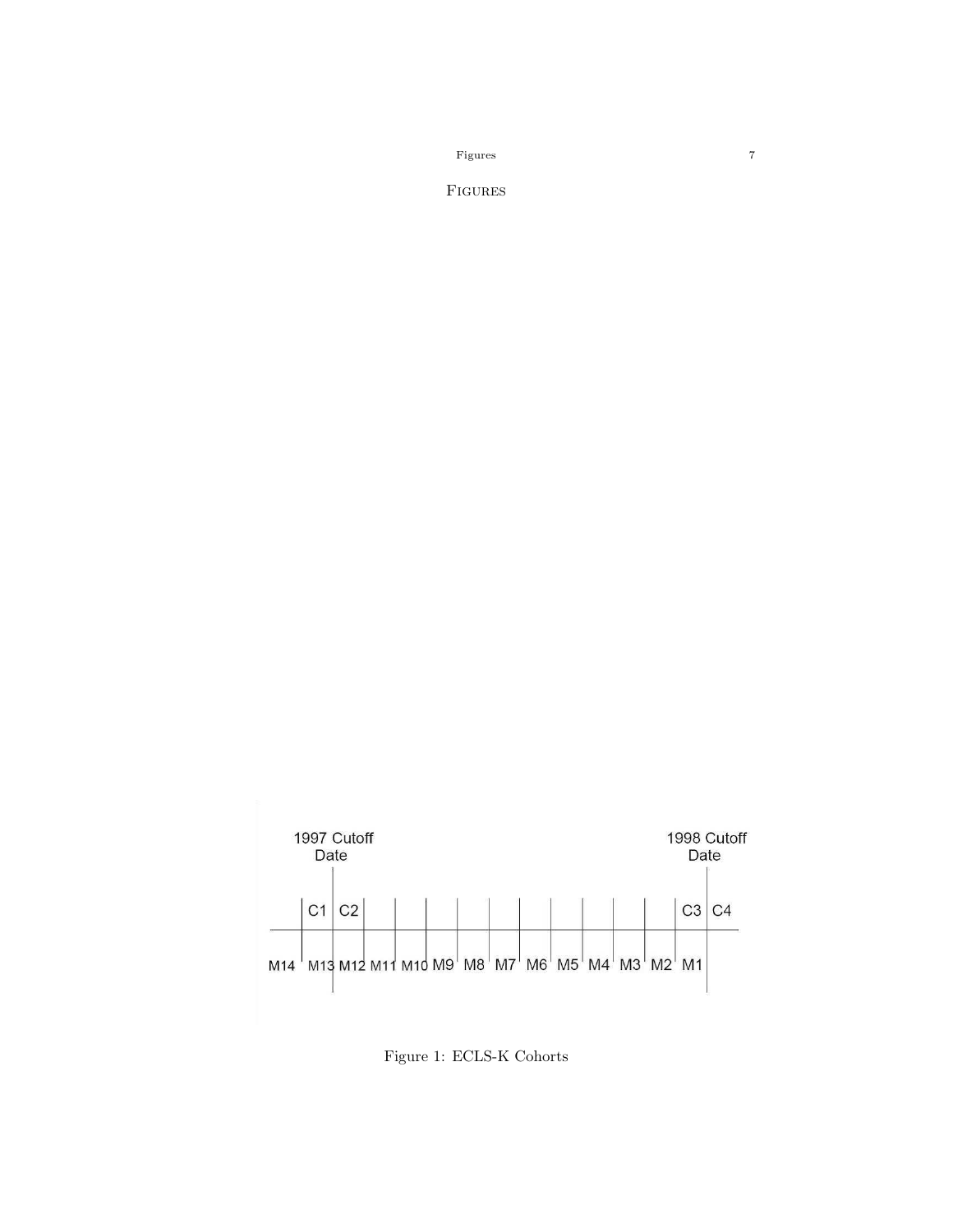# Figures

1997 Cutoff Date

1998 Cutoff Date

C1 C2 C3 C4

M14 M13 M12 M11 M10 M9 M8 M7 M6 M5 M4 M3 M2 M1

Figure 1: ECLS-K Cohorts